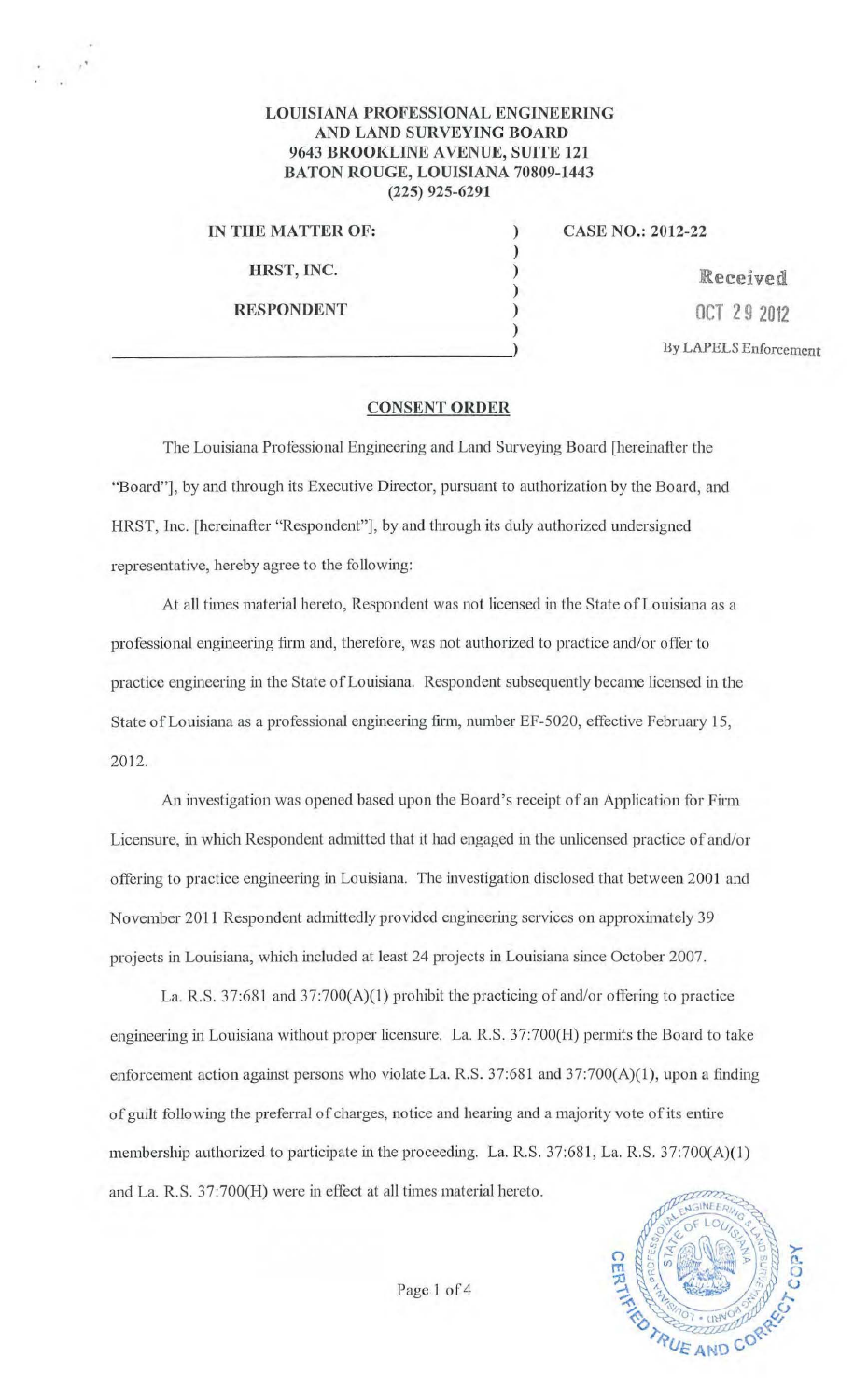**LOUISIANA PROFESSIONAL ENGINEERING AND LAND SURVEYING BOARD**
**9643 BROOKLINE AVENUE, SUITE 121**
**BATON ROUGE, LOUISIANA 70809-1443**
**(225) 925-6291**

| | |
|---|---|
| **IN THE MATTER OF:** | **CASE NO.: 2012-22** |
| **HRST, INC.** | |
| **RESPONDENT** | |

Received
OCT 29 2012
By LAPELS Enforcement

## CONSENT ORDER

The Louisiana Professional Engineering and Land Surveying Board [hereinafter the "Board"], by and through its Executive Director, pursuant to authorization by the Board, and HRST, Inc. [hereinafter "Respondent"], by and through its duly authorized undersigned representative, hereby agree to the following:

At all times material hereto, Respondent was not licensed in the State of Louisiana as a professional engineering firm and, therefore, was not authorized to practice and/or offer to practice engineering in the State of Louisiana. Respondent subsequently became licensed in the State of Louisiana as a professional engineering firm, number EF-5020, effective February 15, 2012.

An investigation was opened based upon the Board's receipt of an Application for Firm Licensure, in which Respondent admitted that it had engaged in the unlicensed practice of and/or offering to practice engineering in Louisiana. The investigation disclosed that between 2001 and November 2011 Respondent admittedly provided engineering services on approximately 39 projects in Louisiana, which included at least 24 projects in Louisiana since October 2007.

La. R.S. 37:681 and 37:700(A)(1) prohibit the practicing of and/or offering to practice engineering in Louisiana without proper licensure. La. R.S. 37:700(H) permits the Board to take enforcement action against persons who violate La. R.S. 37:681 and 37:700(A)(1), upon a finding of guilt following the preferral of charges, notice and hearing and a majority vote of its entire membership authorized to participate in the proceeding. La. R.S. 37:681, La. R.S. 37:700(A)(1) and La. R.S. 37:700(H) were in effect at all times material hereto.

CERTIFIED TRUE AND CORRECT COPY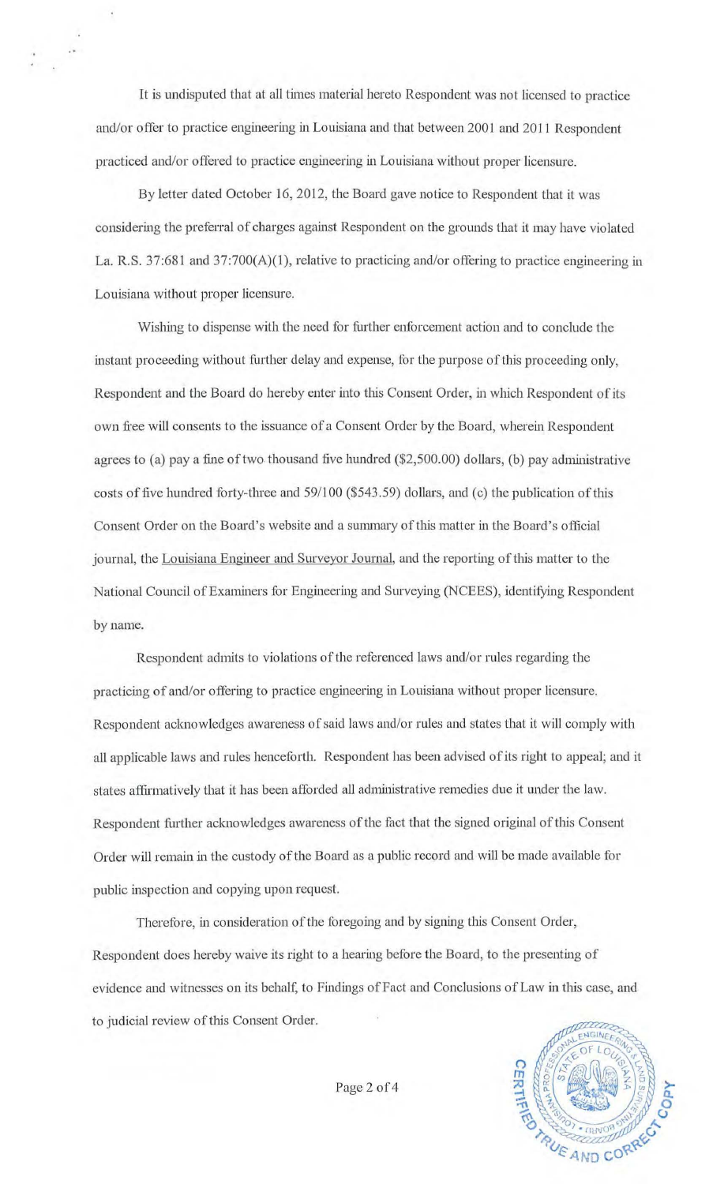It is undisputed that at all times material hereto Respondent was not licensed to practice and/or offer to practice engineering in Louisiana and that between 2001 and 2011 Respondent practiced and/or offered to practice engineering in Louisiana without proper licensure.

By letter dated October 16, 2012, the Board gave notice to Respondent that it was considering the preferral of charges against Respondent on the grounds that it may have violated La. R.S. 37:681 and 37:700(A)(1), relative to practicing and/or offering to practice engineering in Louisiana without proper licensure.

Wishing to dispense with the need for further enforcement action and to conclude the instant proceeding without further delay and expense, for the purpose of this proceeding only, Respondent and the Board do hereby enter into this Consent Order, in which Respondent of its own free will consents to the issuance of a Consent Order by the Board, wherein Respondent agrees to (a) pay a fine of two thousand five hundred ($2,500.00) dollars, (b) pay administrative costs of five hundred forty-three and 59/100 ($543.59) dollars, and (c) the publication of this Consent Order on the Board's website and a summary of this matter in the Board's official journal, the Louisiana Engineer and Surveyor Journal, and the reporting of this matter to the National Council of Examiners for Engineering and Surveying (NCEES), identifying Respondent by name.

Respondent admits to violations of the referenced laws and/or rules regarding the practicing of and/or offering to practice engineering in Louisiana without proper licensure. Respondent acknowledges awareness of said laws and/or rules and states that it will comply with all applicable laws and rules henceforth. Respondent has been advised of its right to appeal; and it states affirmatively that it has been afforded all administrative remedies due it under the law. Respondent further acknowledges awareness of the fact that the signed original of this Consent Order will remain in the custody of the Board as a public record and will be made available for public inspection and copying upon request.

Therefore, in consideration of the foregoing and by signing this Consent Order, Respondent does hereby waive its right to a hearing before the Board, to the presenting of evidence and witnesses on its behalf, to Findings of Fact and Conclusions of Law in this case, and to judicial review of this Consent Order.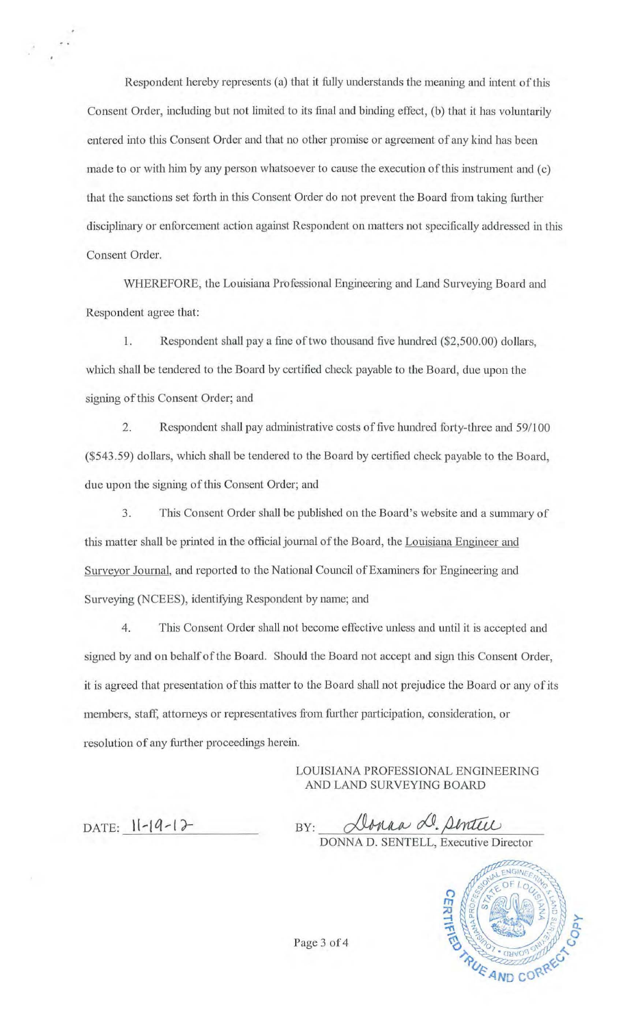Respondent hereby represents (a) that it fully understands the meaning and intent of this Consent Order, including but not limited to its final and binding effect, (b) that it has voluntarily entered into this Consent Order and that no other promise or agreement of any kind has been made to or with him by any person whatsoever to cause the execution of this instrument and (c) that the sanctions set forth in this Consent Order do not prevent the Board from taking further disciplinary or enforcement action against Respondent on matters not specifically addressed in this Consent Order.

WHEREFORE, the Louisiana Professional Engineering and Land Surveying Board and Respondent agree that:

1. Respondent shall pay a fine of two thousand five hundred ($2,500.00) dollars, which shall be tendered to the Board by certified check payable to the Board, due upon the signing of this Consent Order; and

2. Respondent shall pay administrative costs of five hundred forty-three and 59/100 ($543.59) dollars, which shall be tendered to the Board by certified check payable to the Board, due upon the signing of this Consent Order; and

3. This Consent Order shall be published on the Board's website and a summary of this matter shall be printed in the official journal of the Board, the Louisiana Engineer and Surveyor Journal, and reported to the National Council of Examiners for Engineering and Surveying (NCEES), identifying Respondent by name; and

4. This Consent Order shall not become effective unless and until it is accepted and signed by and on behalf of the Board. Should the Board not accept and sign this Consent Order, it is agreed that presentation of this matter to the Board shall not prejudice the Board or any of its members, staff, attorneys or representatives from further participation, consideration, or resolution of any further proceedings herein.

LOUISIANA PROFESSIONAL ENGINEERING AND LAND SURVEYING BOARD

DATE: 11-19-12

BY: Donna D. Sentell

DONNA D. SENTELL, Executive Director

CERTIFIED TRUE AND CORRECT COPY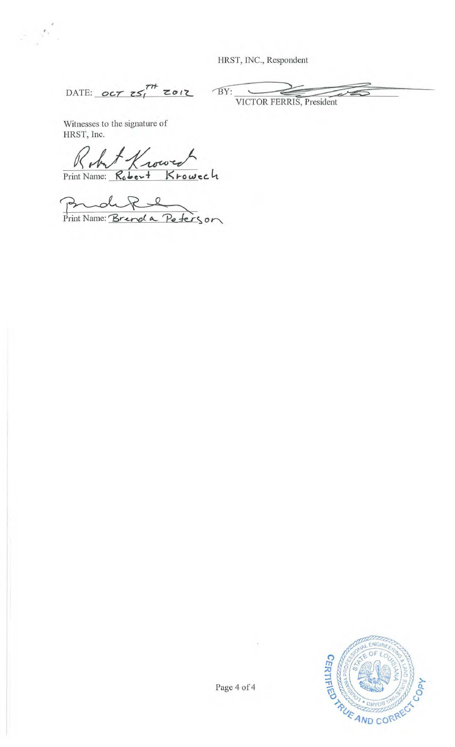HRST, INC., Respondent

DATE: OCT 25, 7TH 2012

BY: ______________________

VICTOR FERRIS, President

Witnesses to the signature of HRST, Inc.

______________________

Print Name: Robert Krowech

______________________

Print Name: Brenda Peterson

LOUISIANA PROFESSIONAL ENGINEERING & LAND SURVEYING BOARD • STATE OF LOUISIANA • CERTIFIED TRUE AND CORRECT COPY